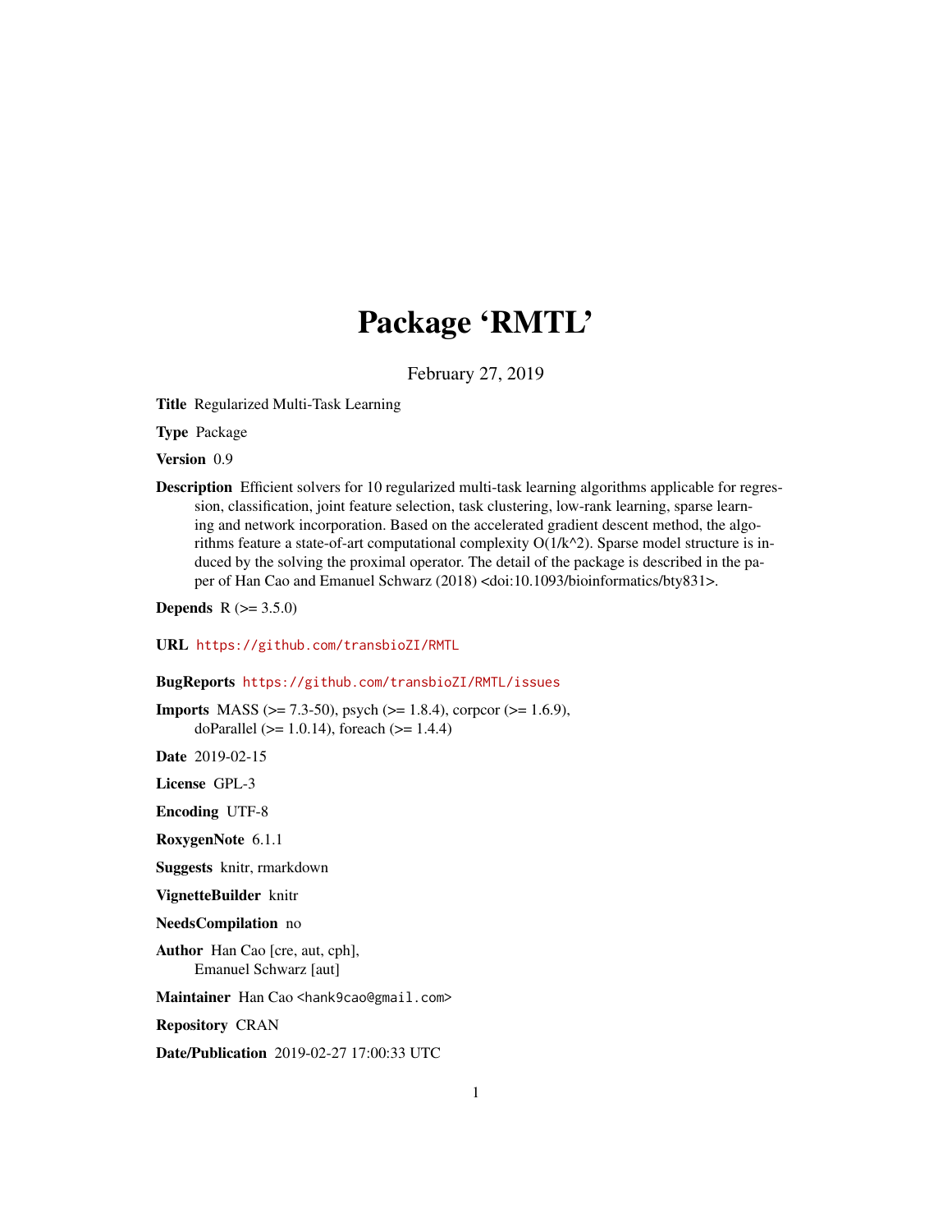# Package 'RMTL'

February 27, 2019

**Title** Regularized Multi-Task Learning

**Type** Package

**Version** 0.9

**Description** Efficient solvers for 10 regularized multi-task learning algorithms applicable for regression, classification, joint feature selection, task clustering, low-rank learning, sparse learning and network incorporation. Based on the accelerated gradient descent method, the algorithms feature a state-of-art computational complexity O(1/k^2). Sparse model structure is induced by the solving the proximal operator. The detail of the package is described in the paper of Han Cao and Emanuel Schwarz (2018) <doi:10.1093/bioinformatics/bty831>.

**Depends** R (>= 3.5.0)

**URL** https://github.com/transbioZI/RMTL

**BugReports** https://github.com/transbioZI/RMTL/issues

**Imports** MASS (>= 7.3-50), psych (>= 1.8.4), corpcor (>= 1.6.9), doParallel (>= 1.0.14), foreach (>= 1.4.4)

**Date** 2019-02-15

**License** GPL-3

**Encoding** UTF-8

**RoxygenNote** 6.1.1

**Suggests** knitr, rmarkdown

**VignetteBuilder** knitr

**NeedsCompilation** no

**Author** Han Cao [cre, aut, cph],
Emanuel Schwarz [aut]

**Maintainer** Han Cao <hank9cao@gmail.com>

**Repository** CRAN

**Date/Publication** 2019-02-27 17:00:33 UTC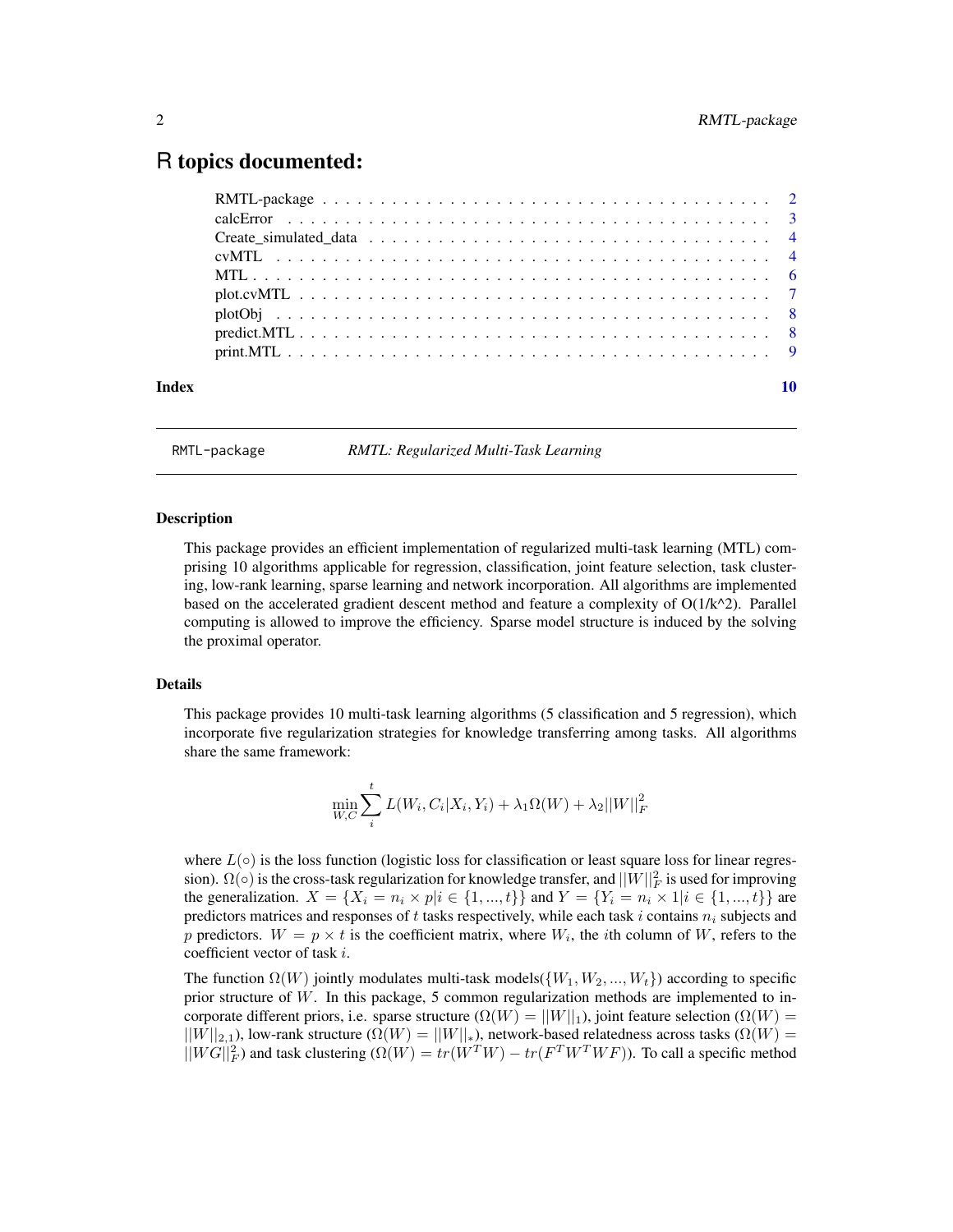# R topics documented:

- RMTL-package . . . . . . . . . . . . . . . . . . . . . . . . . . . . . . . . . . . 2
- calcError . . . . . . . . . . . . . . . . . . . . . . . . . . . . . . . . . . . . . 3
- Create_simulated_data . . . . . . . . . . . . . . . . . . . . . . . . . . . . . . 4
- cvMTL . . . . . . . . . . . . . . . . . . . . . . . . . . . . . . . . . . . . . . 4
- MTL . . . . . . . . . . . . . . . . . . . . . . . . . . . . . . . . . . . . . . . 6
- plot.cvMTL . . . . . . . . . . . . . . . . . . . . . . . . . . . . . . . . . . . . 7
- plotObj . . . . . . . . . . . . . . . . . . . . . . . . . . . . . . . . . . . . . 8
- predict.MTL . . . . . . . . . . . . . . . . . . . . . . . . . . . . . . . . . . . 8
- print.MTL . . . . . . . . . . . . . . . . . . . . . . . . . . . . . . . . . . . . 9

**Index** 10

---

`RMTL-package` *RMTL: Regularized Multi-Task Learning*

---

### Description

This package provides an efficient implementation of regularized multi-task learning (MTL) comprising 10 algorithms applicable for regression, classification, joint feature selection, task clustering, low-rank learning, sparse learning and network incorporation. All algorithms are implemented based on the accelerated gradient descent method and feature a complexity of O(1/k^2). Parallel computing is allowed to improve the efficiency. Sparse model structure is induced by the solving the proximal operator.

### Details

This package provides 10 multi-task learning algorithms (5 classification and 5 regression), which incorporate five regularization strategies for knowledge transferring among tasks. All algorithms share the same framework:

$$\min_{W,C} \sum_{i}^{t} L(W_i, C_i | X_i, Y_i) + \lambda_1 \Omega(W) + \lambda_2 ||W||_F^2$$

where $L(\circ)$ is the loss function (logistic loss for classification or least square loss for linear regression). $\Omega(\circ)$ is the cross-task regularization for knowledge transfer, and $||W||_F^2$ is used for improving the generalization. $X = \{X_i = n_i \times p | i \in \{1, ..., t\}\}$ and $Y = \{Y_i = n_i \times 1 | i \in \{1, ..., t\}\}$ are predictors matrices and responses of $t$ tasks respectively, while each task $i$ contains $n_i$ subjects and $p$ predictors. $W = p \times t$ is the coefficient matrix, where $W_i$, the $i$th column of $W$, refers to the coefficient vector of task $i$.

The function $\Omega(W)$ jointly modulates multi-task models($\{W_1, W_2, ..., W_t\}$) according to specific prior structure of $W$. In this package, 5 common regularization methods are implemented to incorporate different priors, i.e. sparse structure ($\Omega(W) = ||W||_1$), joint feature selection ($\Omega(W) = ||W||_{2,1}$), low-rank structure ($\Omega(W) = ||W||_*$), network-based relatedness across tasks ($\Omega(W) = ||WG||_F^2$) and task clustering ($\Omega(W) = tr(W^T W) - tr(F^T W^T W F)$). To call a specific method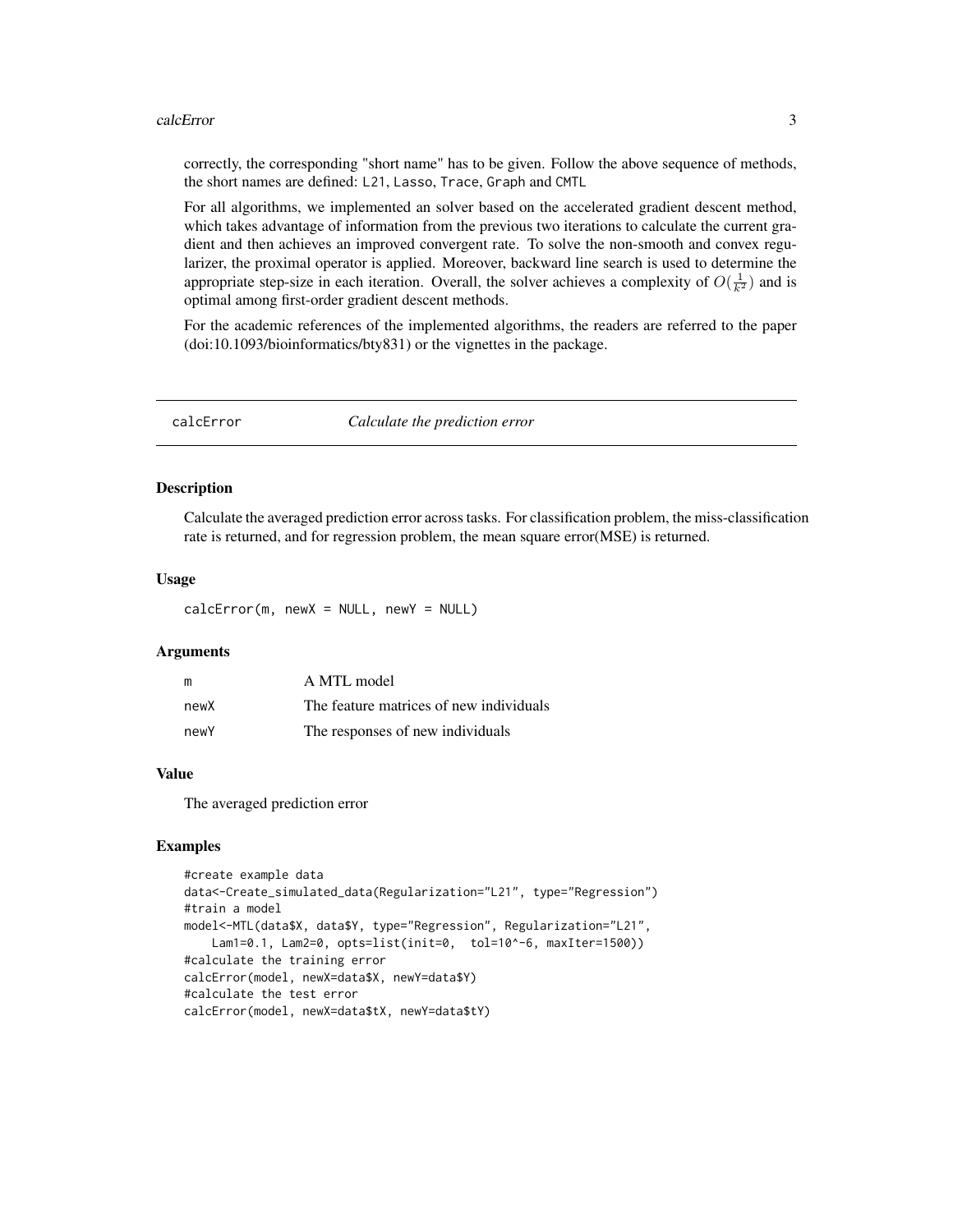correctly, the corresponding "short name" has to be given. Follow the above sequence of methods, the short names are defined: `L21`, `Lasso`, `Trace`, `Graph` and `CMTL`

For all algorithms, we implemented an solver based on the accelerated gradient descent method, which takes advantage of information from the previous two iterations to calculate the current gradient and then achieves an improved convergent rate. To solve the non-smooth and convex regularizer, the proximal operator is applied. Moreover, backward line search is used to determine the appropriate step-size in each iteration. Overall, the solver achieves a complexity of $O(\frac{1}{k^2})$ and is optimal among first-order gradient descent methods.

For the academic references of the implemented algorithms, the readers are referred to the paper (doi:10.1093/bioinformatics/bty831) or the vignettes in the package.

## calcError — *Calculate the prediction error*

### Description

Calculate the averaged prediction error across tasks. For classification problem, the miss-classification rate is returned, and for regression problem, the mean square error(MSE) is returned.

### Usage

```
calcError(m, newX = NULL, newY = NULL)
```

### Arguments

| | |
|---|---|
| m | A MTL model |
| newX | The feature matrices of new individuals |
| newY | The responses of new individuals |

### Value

The averaged prediction error

### Examples

```
#create example data
data<-Create_simulated_data(Regularization="L21", type="Regression")
#train a model
model<-MTL(data$X, data$Y, type="Regression", Regularization="L21",
    Lam1=0.1, Lam2=0, opts=list(init=0,  tol=10^-6, maxIter=1500))
#calculate the training error
calcError(model, newX=data$X, newY=data$Y)
#calculate the test error
calcError(model, newX=data$tX, newY=data$tY)
```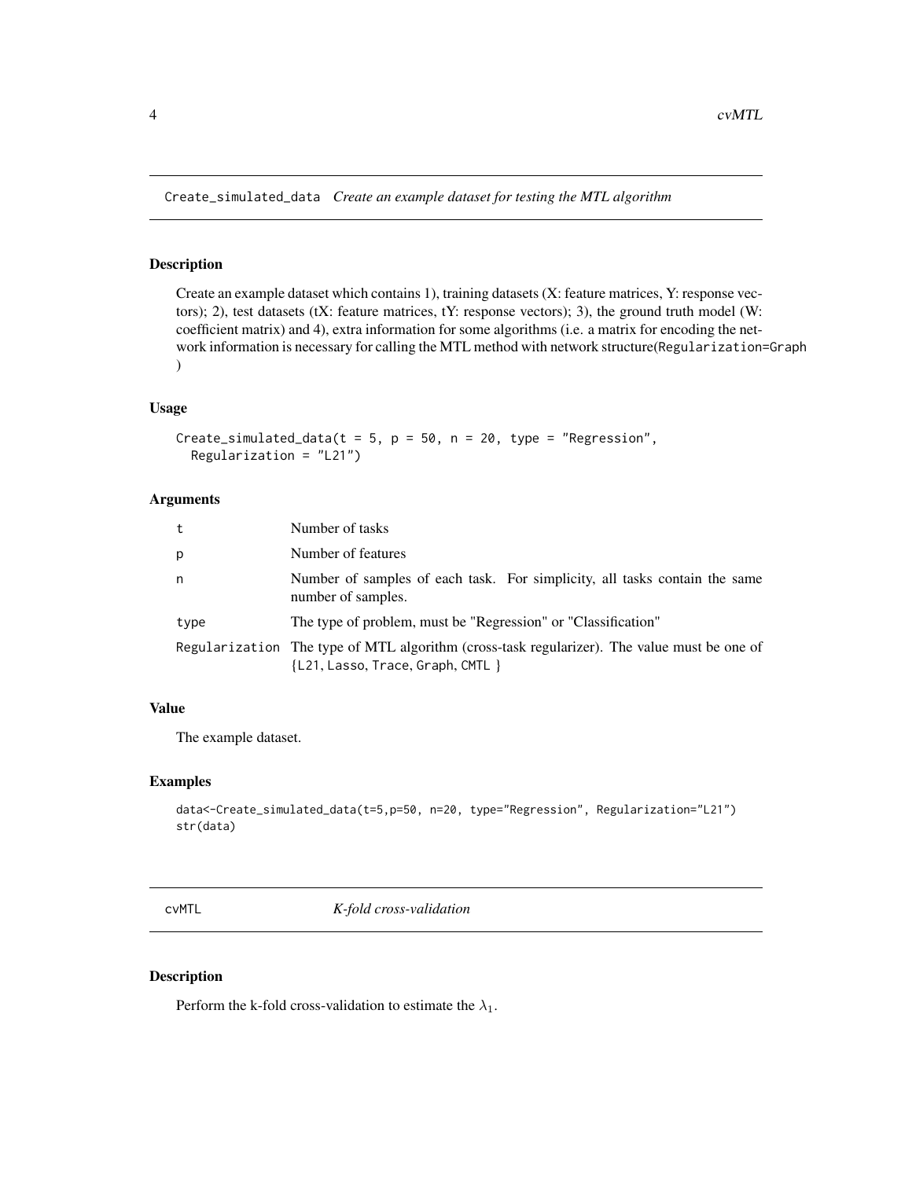## Create_simulated_data *Create an example dataset for testing the MTL algorithm*

### Description

Create an example dataset which contains 1), training datasets (X: feature matrices, Y: response vectors); 2), test datasets (tX: feature matrices, tY: response vectors); 3), the ground truth model (W: coefficient matrix) and 4), extra information for some algorithms (i.e. a matrix for encoding the network information is necessary for calling the MTL method with network structure(`Regularization=Graph` )

### Usage

```
Create_simulated_data(t = 5, p = 50, n = 20, type = "Regression",
  Regularization = "L21")
```

### Arguments

| | |
|---|---|
| `t` | Number of tasks |
| `p` | Number of features |
| `n` | Number of samples of each task. For simplicity, all tasks contain the same number of samples. |
| `type` | The type of problem, must be "Regression" or "Classification" |
| `Regularization` | The type of MTL algorithm (cross-task regularizer). The value must be one of {`L21`, `Lasso`, `Trace`, `Graph`, `CMTL` } |

### Value

The example dataset.

### Examples

```
data<-Create_simulated_data(t=5,p=50, n=20, type="Regression", Regularization="L21")
str(data)
```

## cvMTL *K-fold cross-validation*

### Description

Perform the k-fold cross-validation to estimate the $\lambda_1$.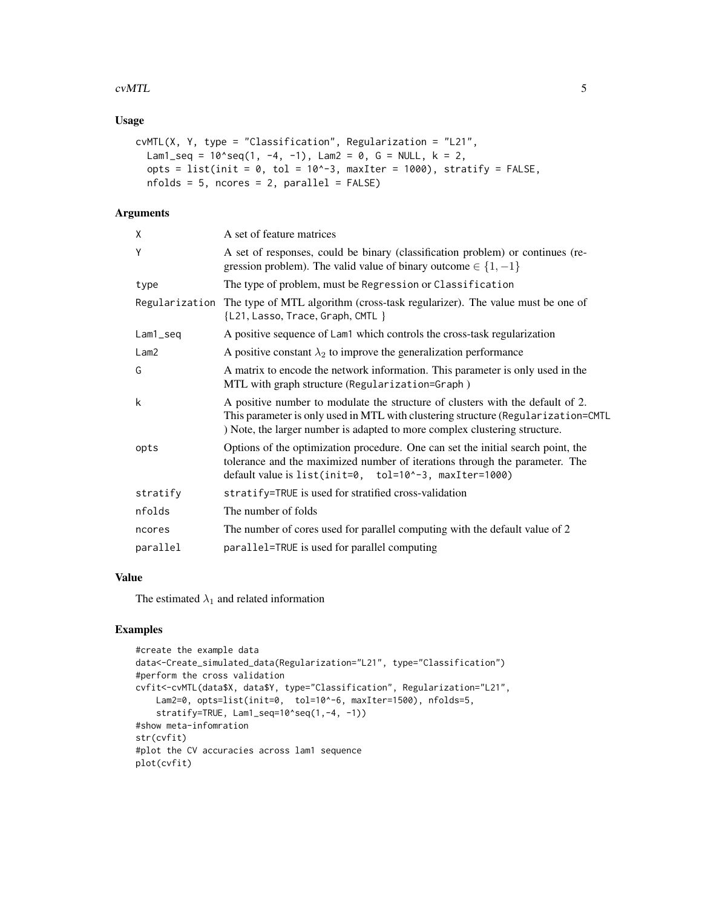### Usage

```
cvMTL(X, Y, type = "Classification", Regularization = "L21",
  Lam1_seq = 10^seq(1, -4, -1), Lam2 = 0, G = NULL, k = 2,
  opts = list(init = 0, tol = 10^-3, maxIter = 1000), stratify = FALSE,
  nfolds = 5, ncores = 2, parallel = FALSE)
```

### Arguments

| | |
|---|---|
| X | A set of feature matrices |
| Y | A set of responses, could be binary (classification problem) or continues (regression problem). The valid value of binary outcome $\in \{1, -1\}$ |
| type | The type of problem, must be Regression or Classification |
| Regularization | The type of MTL algorithm (cross-task regularizer). The value must be one of {L21, Lasso, Trace, Graph, CMTL } |
| Lam1_seq | A positive sequence of Lam1 which controls the cross-task regularization |
| Lam2 | A positive constant $\lambda_2$ to improve the generalization performance |
| G | A matrix to encode the network information. This parameter is only used in the MTL with graph structure (Regularization=Graph ) |
| k | A positive number to modulate the structure of clusters with the default of 2. This parameter is only used in MTL with clustering structure (Regularization=CMTL ) Note, the larger number is adapted to more complex clustering structure. |
| opts | Options of the optimization procedure. One can set the initial search point, the tolerance and the maximized number of iterations through the parameter. The default value is list(init=0, tol=10^-3, maxIter=1000) |
| stratify | stratify=TRUE is used for stratified cross-validation |
| nfolds | The number of folds |
| ncores | The number of cores used for parallel computing with the default value of 2 |
| parallel | parallel=TRUE is used for parallel computing |

### Value

The estimated $\lambda_1$ and related information

### Examples

```
#create the example data
data<-Create_simulated_data(Regularization="L21", type="Classification")
#perform the cross validation
cvfit<-cvMTL(data$X, data$Y, type="Classification", Regularization="L21",
    Lam2=0, opts=list(init=0,  tol=10^-6, maxIter=1500), nfolds=5,
    stratify=TRUE, Lam1_seq=10^seq(1,-4, -1))
#show meta-infomration
str(cvfit)
#plot the CV accuracies across lam1 sequence
plot(cvfit)
```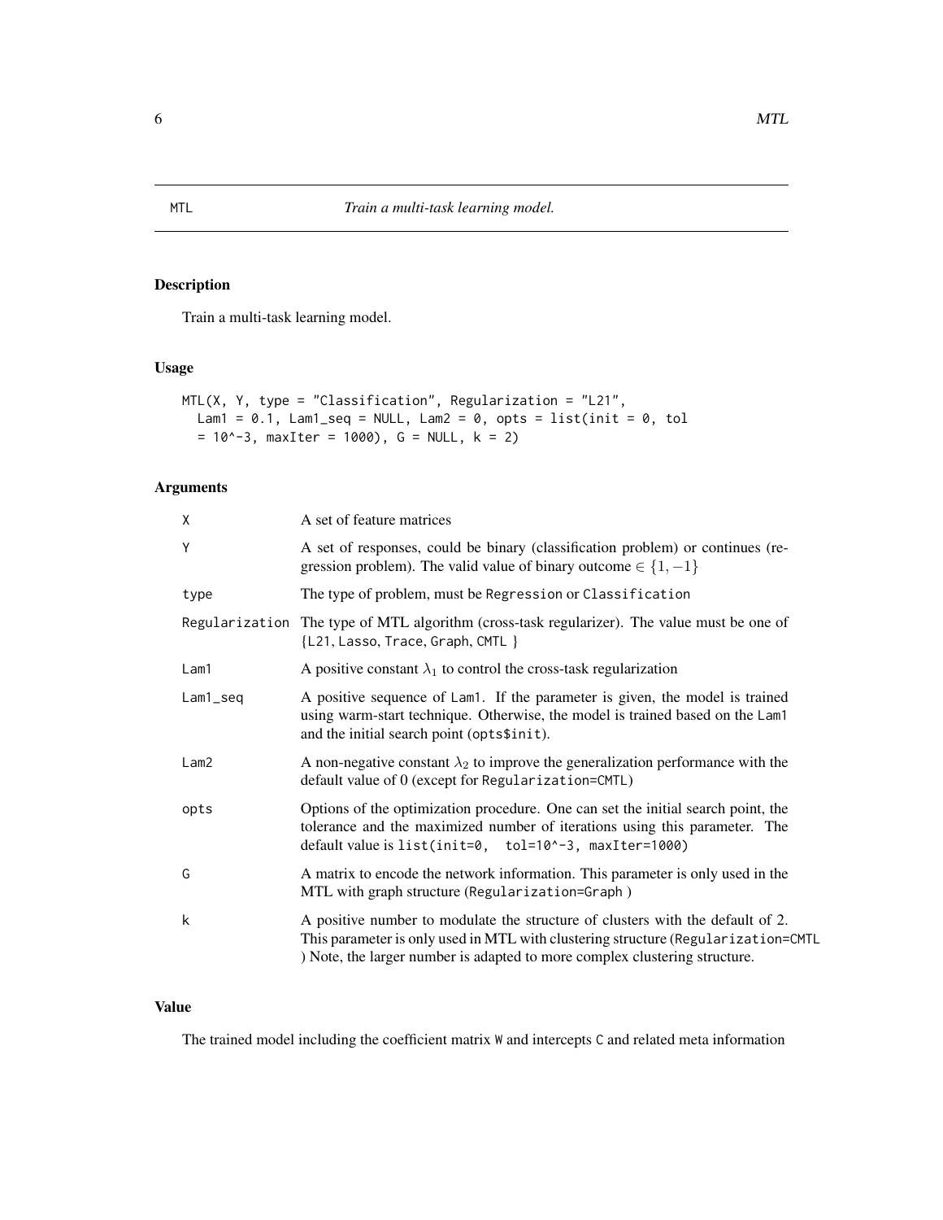MTL *Train a multi-task learning model.*

## Description

Train a multi-task learning model.

## Usage

```
MTL(X, Y, type = "Classification", Regularization = "L21",
  Lam1 = 0.1, Lam1_seq = NULL, Lam2 = 0, opts = list(init = 0, tol
  = 10^-3, maxIter = 1000), G = NULL, k = 2)
```

## Arguments

| | |
|---|---|
| X | A set of feature matrices |
| Y | A set of responses, could be binary (classification problem) or continues (regression problem). The valid value of binary outcome $\in \{1, -1\}$ |
| type | The type of problem, must be Regression or Classification |
| Regularization | The type of MTL algorithm (cross-task regularizer). The value must be one of {L21, Lasso, Trace, Graph, CMTL } |
| Lam1 | A positive constant $\lambda_1$ to control the cross-task regularization |
| Lam1_seq | A positive sequence of Lam1. If the parameter is given, the model is trained using warm-start technique. Otherwise, the model is trained based on the Lam1 and the initial search point (opts$init). |
| Lam2 | A non-negative constant $\lambda_2$ to improve the generalization performance with the default value of 0 (except for Regularization=CMTL) |
| opts | Options of the optimization procedure. One can set the initial search point, the tolerance and the maximized number of iterations using this parameter. The default value is list(init=0, tol=10^-3, maxIter=1000) |
| G | A matrix to encode the network information. This parameter is only used in the MTL with graph structure (Regularization=Graph ) |
| k | A positive number to modulate the structure of clusters with the default of 2. This parameter is only used in MTL with clustering structure (Regularization=CMTL ) Note, the larger number is adapted to more complex clustering structure. |

## Value

The trained model including the coefficient matrix W and intercepts C and related meta information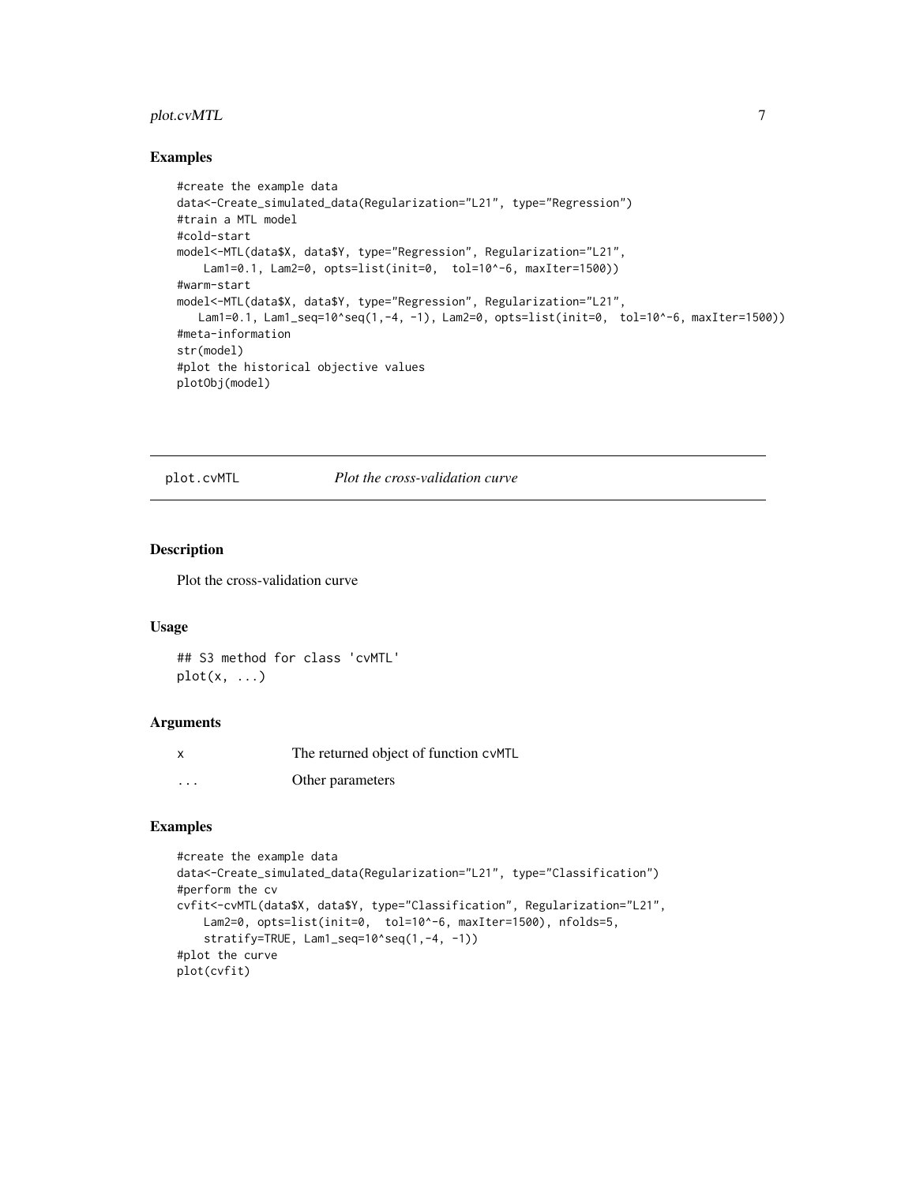## Examples

```
#create the example data
data<-Create_simulated_data(Regularization="L21", type="Regression")
#train a MTL model
#cold-start
model<-MTL(data$X, data$Y, type="Regression", Regularization="L21",
    Lam1=0.1, Lam2=0, opts=list(init=0,  tol=10^-6, maxIter=1500))
#warm-start
model<-MTL(data$X, data$Y, type="Regression", Regularization="L21",
   Lam1=0.1, Lam1_seq=10^seq(1,-4, -1), Lam2=0, opts=list(init=0,  tol=10^-6, maxIter=1500))
#meta-information
str(model)
#plot the historical objective values
plotObj(model)
```

---

# plot.cvMTL *Plot the cross-validation curve*

## Description

Plot the cross-validation curve

## Usage

```
## S3 method for class 'cvMTL'
plot(x, ...)
```

## Arguments

| | |
|---|---|
| x | The returned object of function cvMTL |
| ... | Other parameters |

## Examples

```
#create the example data
data<-Create_simulated_data(Regularization="L21", type="Classification")
#perform the cv
cvfit<-cvMTL(data$X, data$Y, type="Classification", Regularization="L21",
    Lam2=0, opts=list(init=0,  tol=10^-6, maxIter=1500), nfolds=5,
    stratify=TRUE, Lam1_seq=10^seq(1,-4, -1))
#plot the curve
plot(cvfit)
```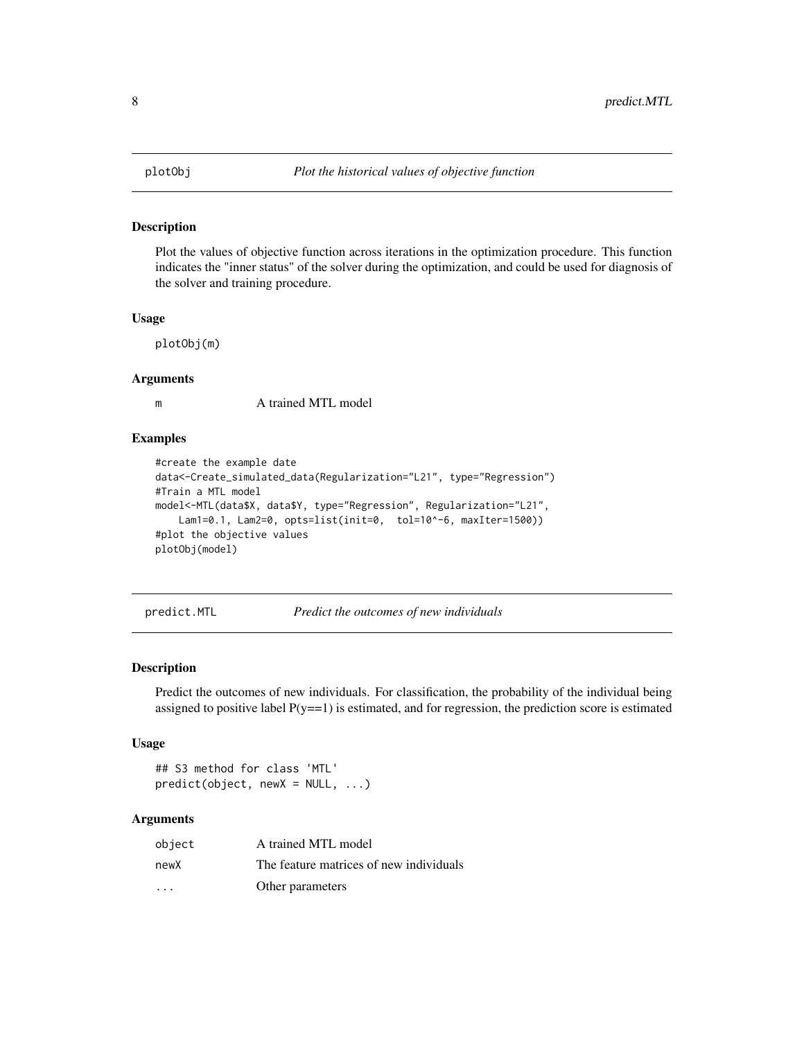## plotObj — *Plot the historical values of objective function*

### Description

Plot the values of objective function across iterations in the optimization procedure. This function indicates the "inner status" of the solver during the optimization, and could be used for diagnosis of the solver and training procedure.

### Usage

```
plotObj(m)
```

### Arguments

| | |
|---|---|
| m | A trained MTL model |

### Examples

```
#create the example date
data<-Create_simulated_data(Regularization="L21", type="Regression")
#Train a MTL model
model<-MTL(data$X, data$Y, type="Regression", Regularization="L21",
    Lam1=0.1, Lam2=0, opts=list(init=0,  tol=10^-6, maxIter=1500))
#plot the objective values
plotObj(model)
```

## predict.MTL — *Predict the outcomes of new individuals*

### Description

Predict the outcomes of new individuals. For classification, the probability of the individual being assigned to positive label P(y==1) is estimated, and for regression, the prediction score is estimated

### Usage

```
## S3 method for class 'MTL'
predict(object, newX = NULL, ...)
```

### Arguments

| | |
|---|---|
| object | A trained MTL model |
| newX | The feature matrices of new individuals |
| ... | Other parameters |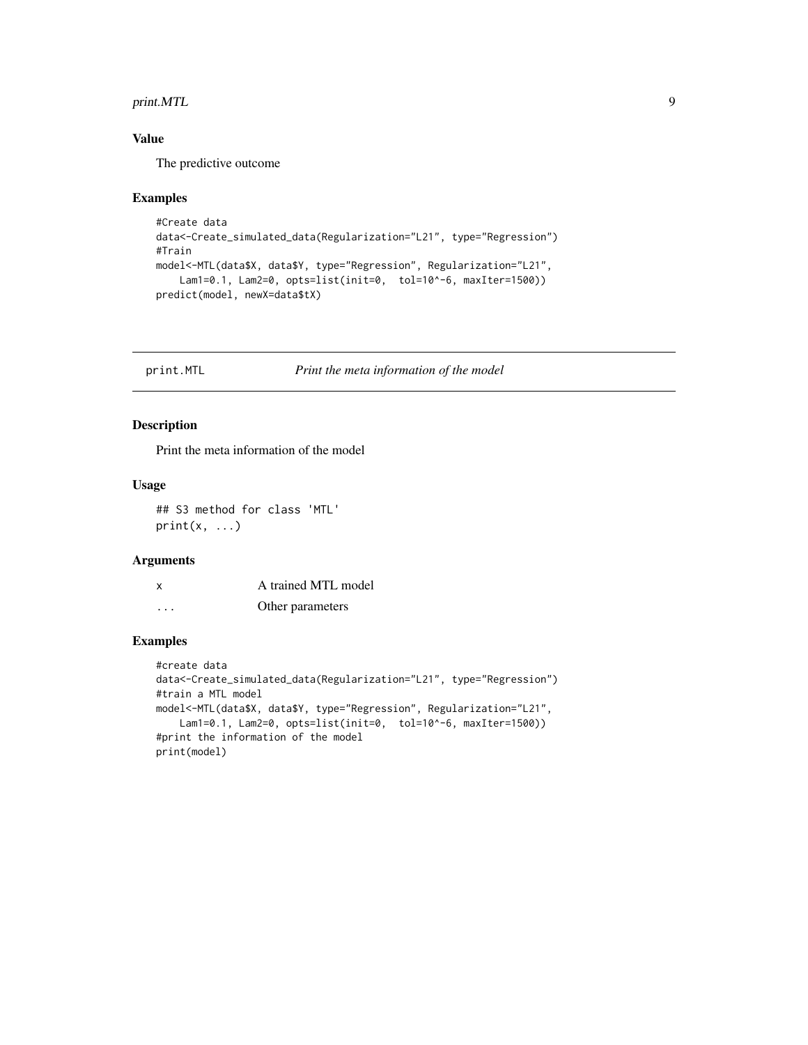### Value

The predictive outcome

### Examples

```
#Create data
data<-Create_simulated_data(Regularization="L21", type="Regression")
#Train
model<-MTL(data$X, data$Y, type="Regression", Regularization="L21",
    Lam1=0.1, Lam2=0, opts=list(init=0,  tol=10^-6, maxIter=1500))
predict(model, newX=data$tX)
```

## print.MTL *Print the meta information of the model*

### Description

Print the meta information of the model

### Usage

```
## S3 method for class 'MTL'
print(x, ...)
```

### Arguments

| | |
|---|---|
| x | A trained MTL model |
| ... | Other parameters |

### Examples

```
#create data
data<-Create_simulated_data(Regularization="L21", type="Regression")
#train a MTL model
model<-MTL(data$X, data$Y, type="Regression", Regularization="L21",
    Lam1=0.1, Lam2=0, opts=list(init=0,  tol=10^-6, maxIter=1500))
#print the information of the model
print(model)
```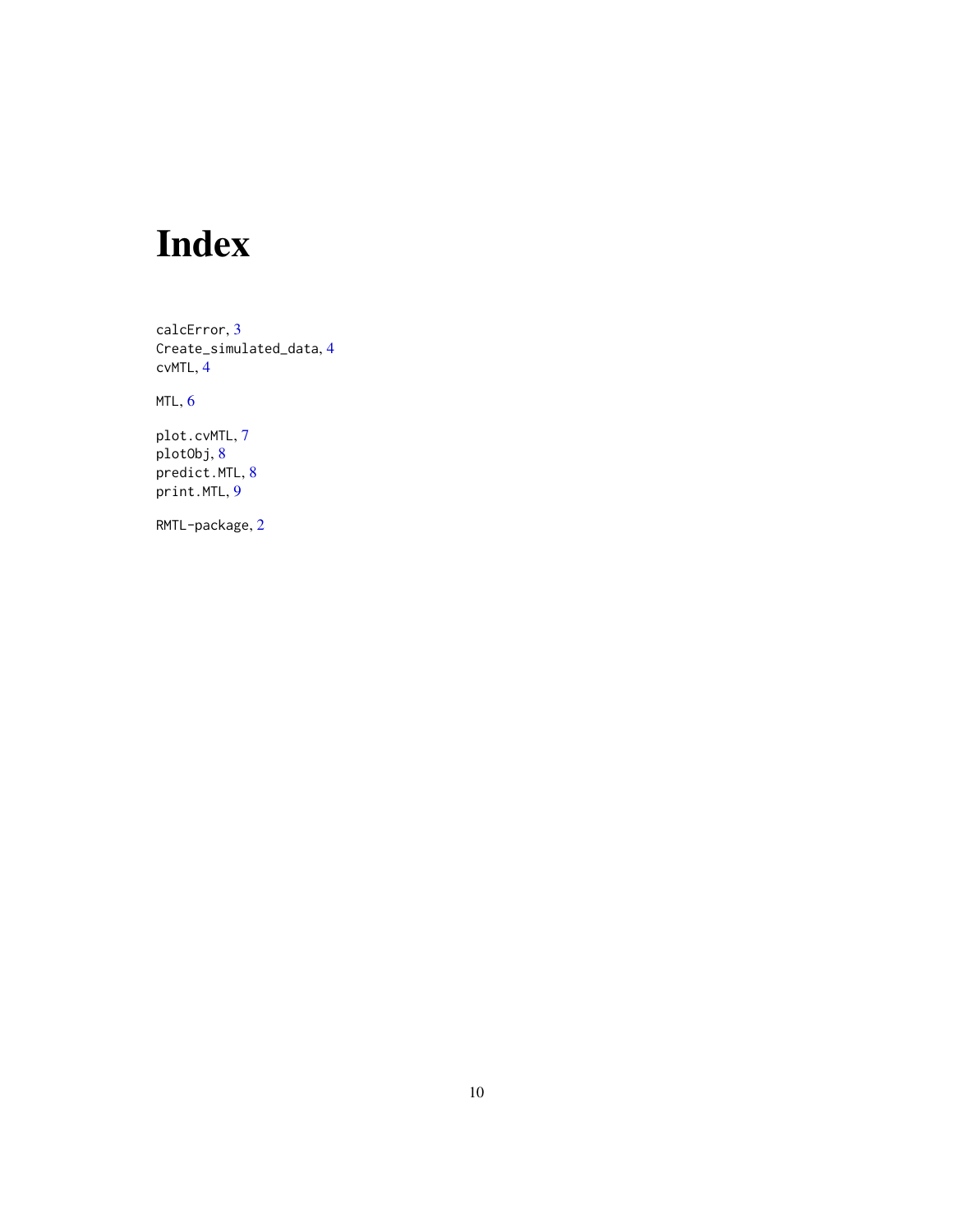# Index

calcError, 3
Create_simulated_data, 4
cvMTL, 4

MTL, 6

plot.cvMTL, 7
plotObj, 8
predict.MTL, 8
print.MTL, 9

RMTL-package, 2